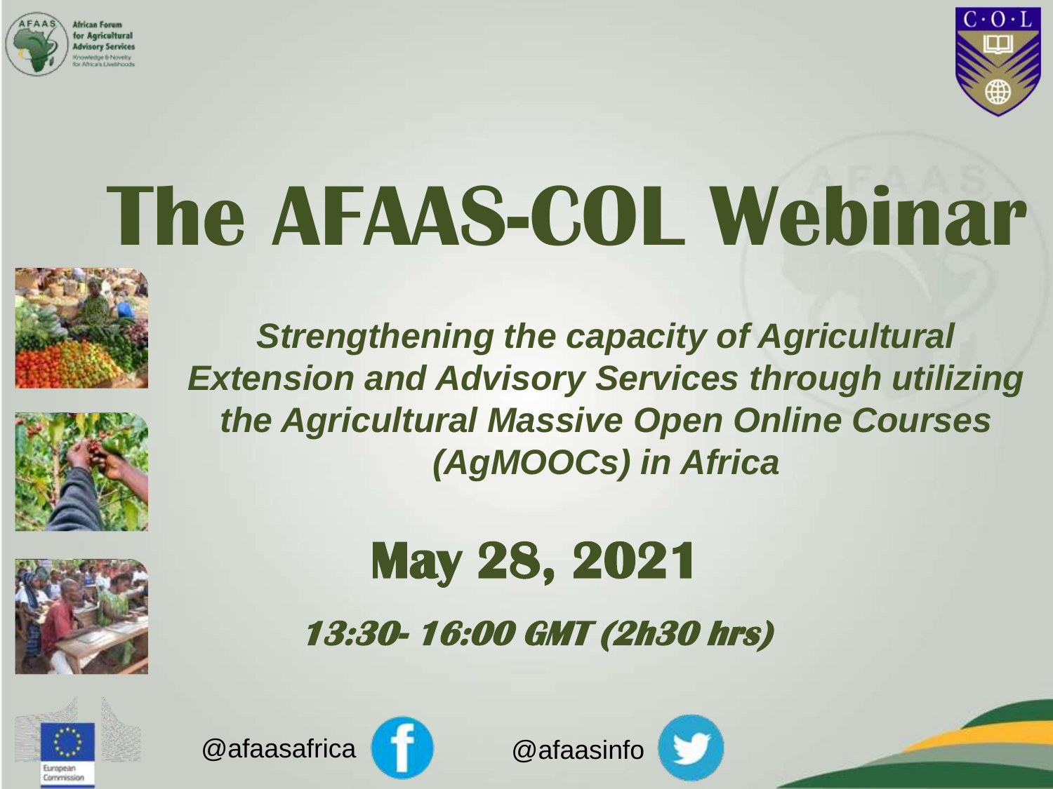African Forum for Agricultural Advisory Services

Knowledge & Novelty for Africa's Livelihoods

C·O·L

# The AFAAS-COL Webinar

*Strengthening the capacity of Agricultural Extension and Advisory Services through utilizing the Agricultural Massive Open Online Courses (AgMOOCs) in Africa*

## May 28, 2021

***13:30- 16:00 GMT (2h30 hrs)***

European Commission

@afaasafrica

@afaasinfo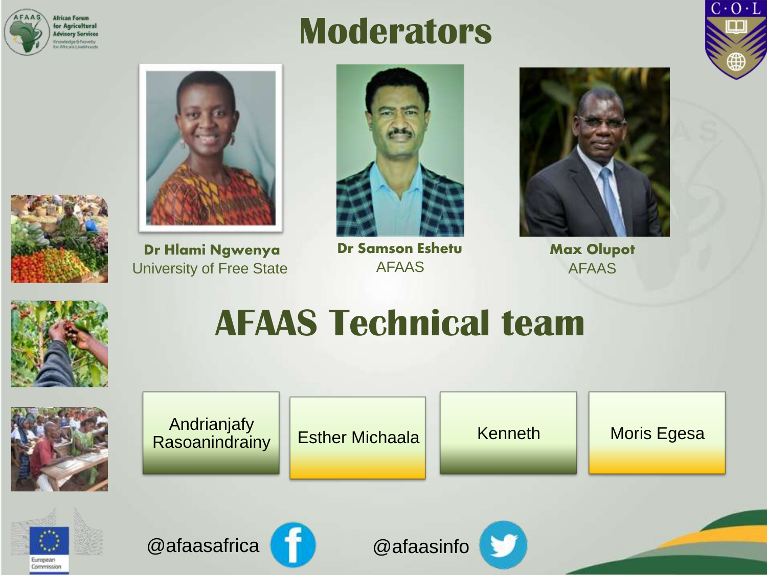# Moderators

**Dr Hlami Ngwenya**
University of Free State

**Dr Samson Eshetu**
AFAAS

**Max Olupot**
AFAAS

# AFAAS Technical team

- Andrianjafy Rasoanindrainy
- Esther Michaala
- Kenneth
- Moris Egesa

@afaasafrica

@afaasinfo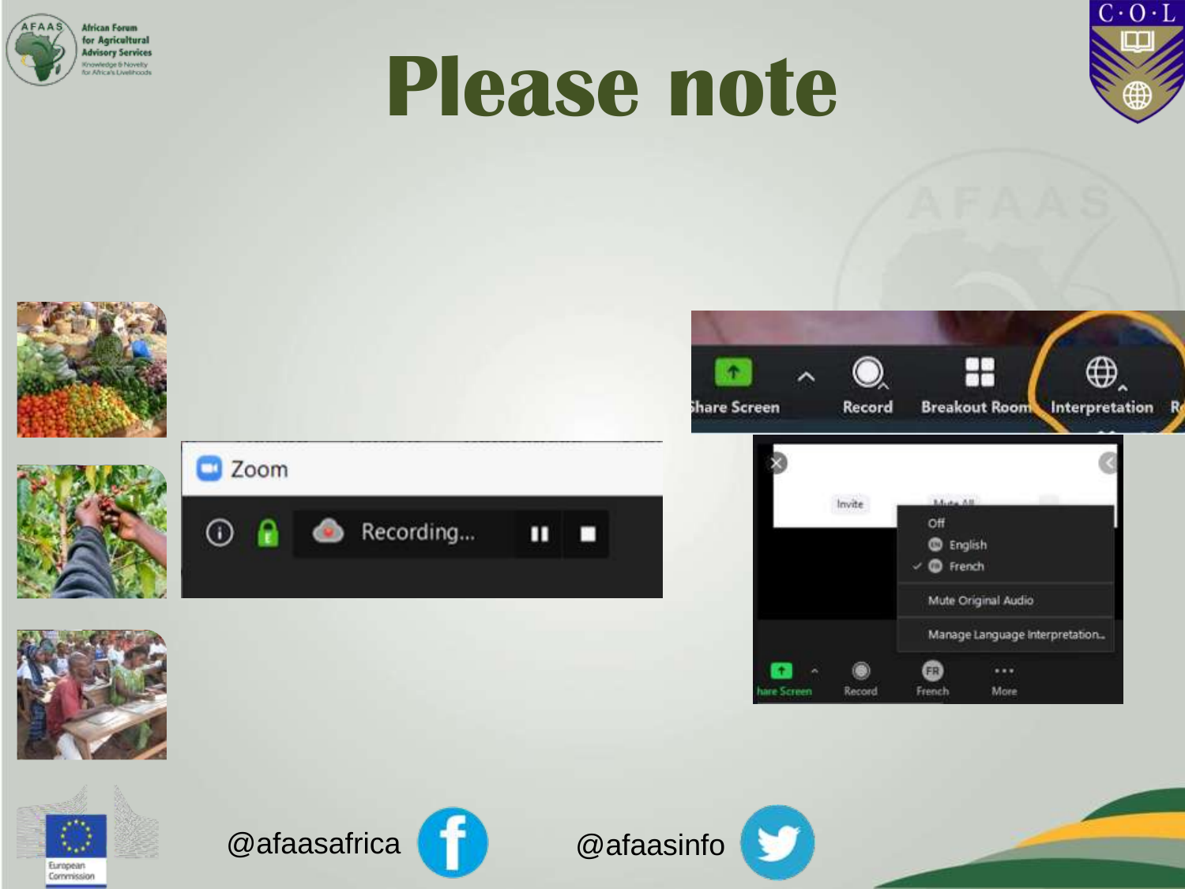# Please note

@afaasafrica

@afaasinfo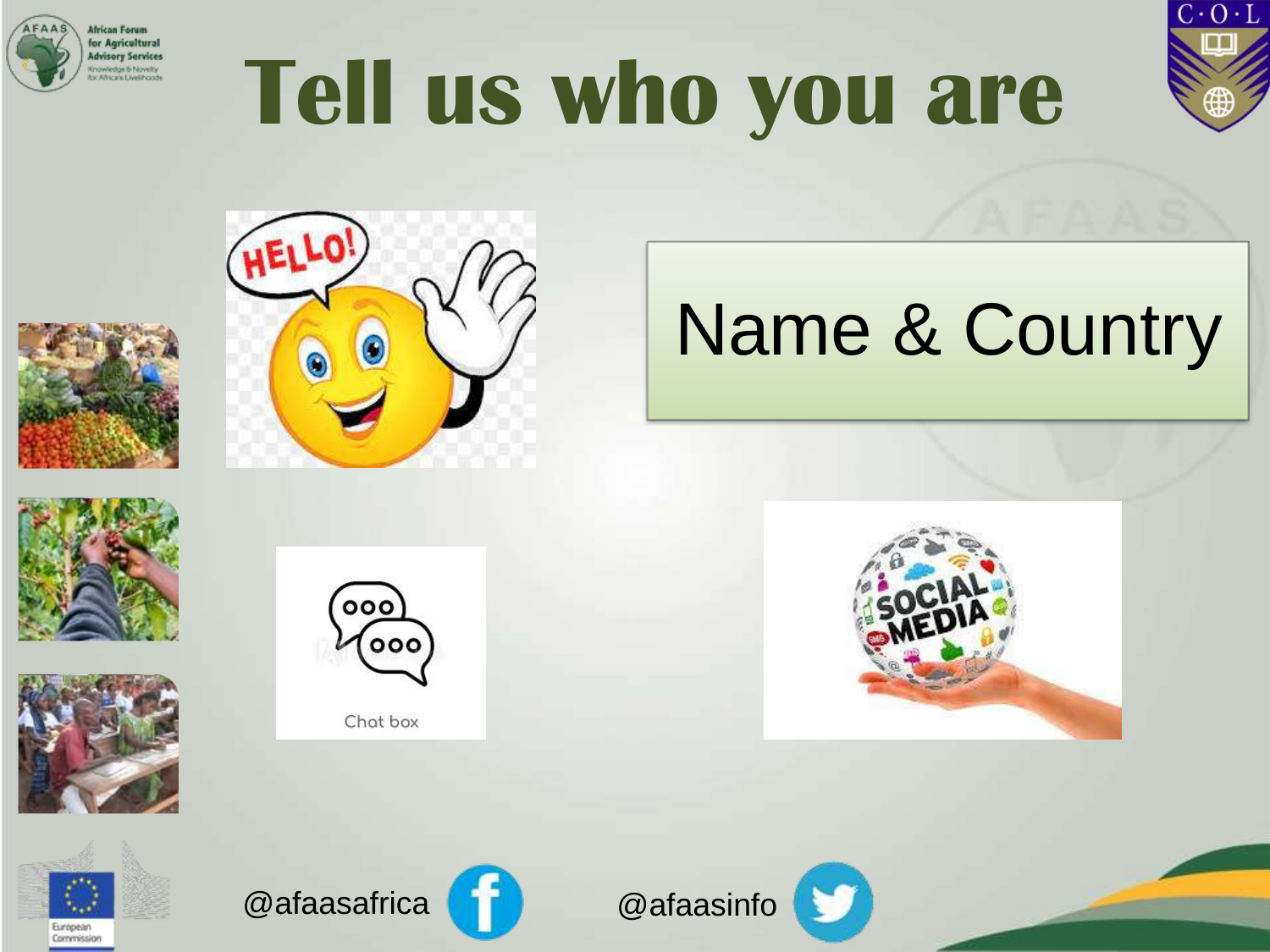# Tell us who you are

Name & Country

Chat box

@afaasafrica

@afaasinfo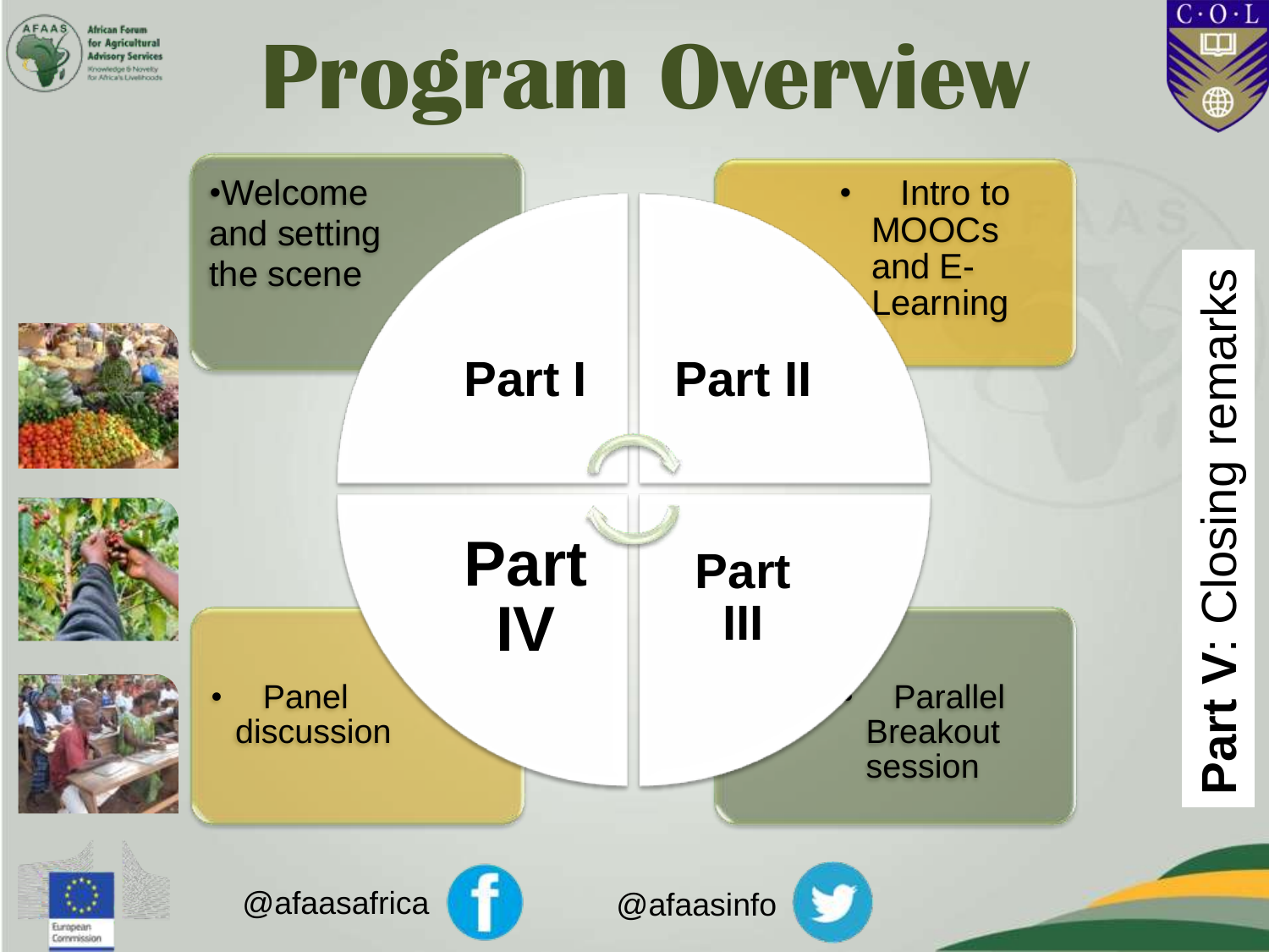# Program Overview

**Part I**

- Welcome and setting the scene

**Part II**

- Intro to MOOCs and E-Learning

**Part III**

- Parallel Breakout session

**Part IV**

- Panel discussion

**Part V**: Closing remarks

@afaasafrica

@afaasinfo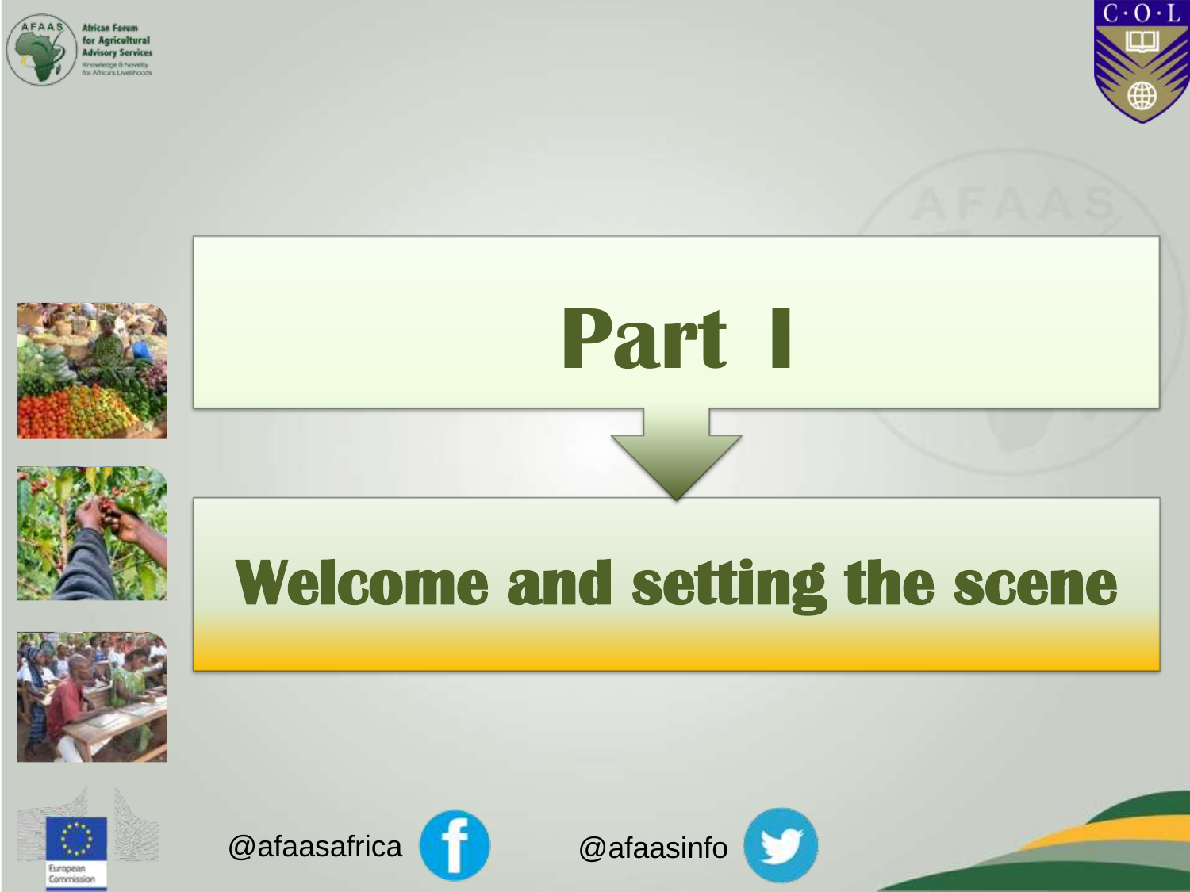# Part I

## Welcome and setting the scene

@afaasafrica

@afaasinfo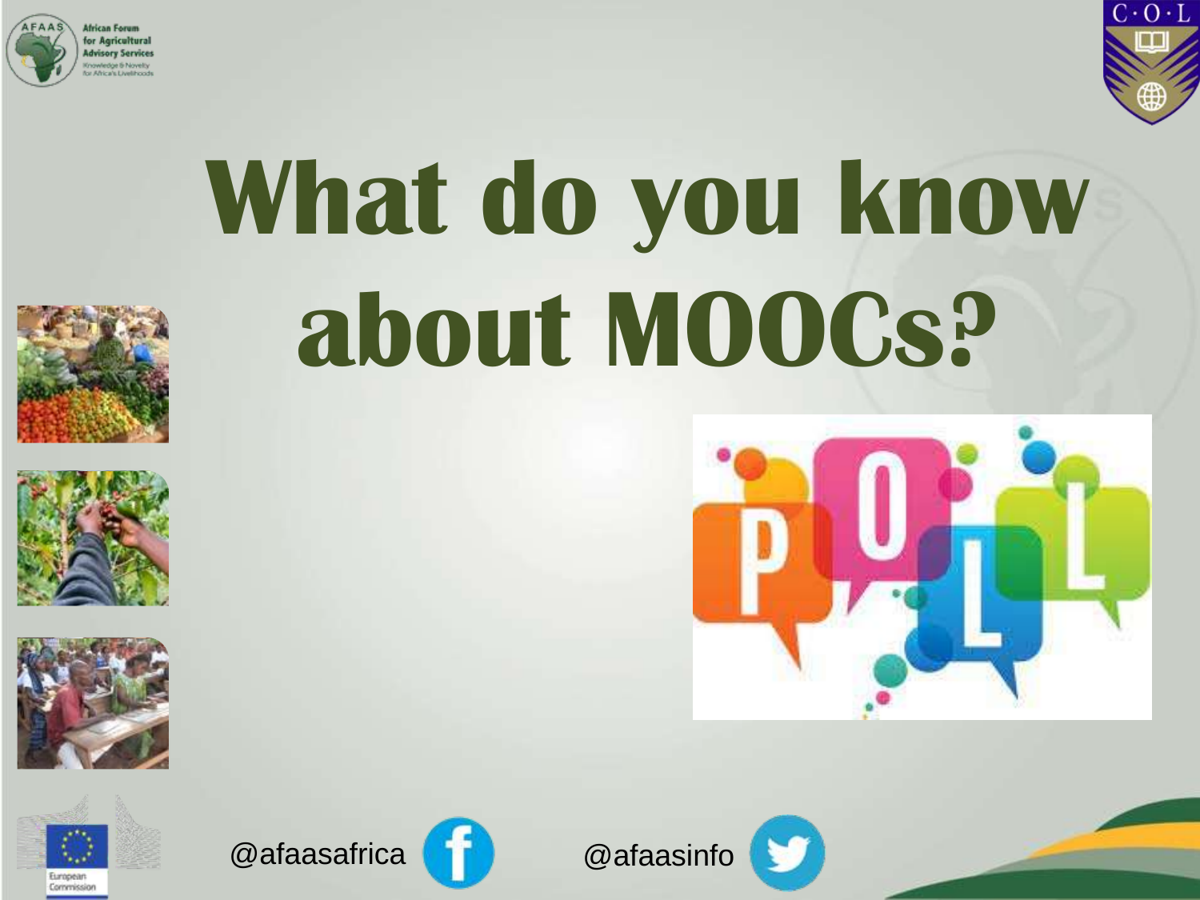# What do you know about MOOCs?

@afaasafrica

@afaasinfo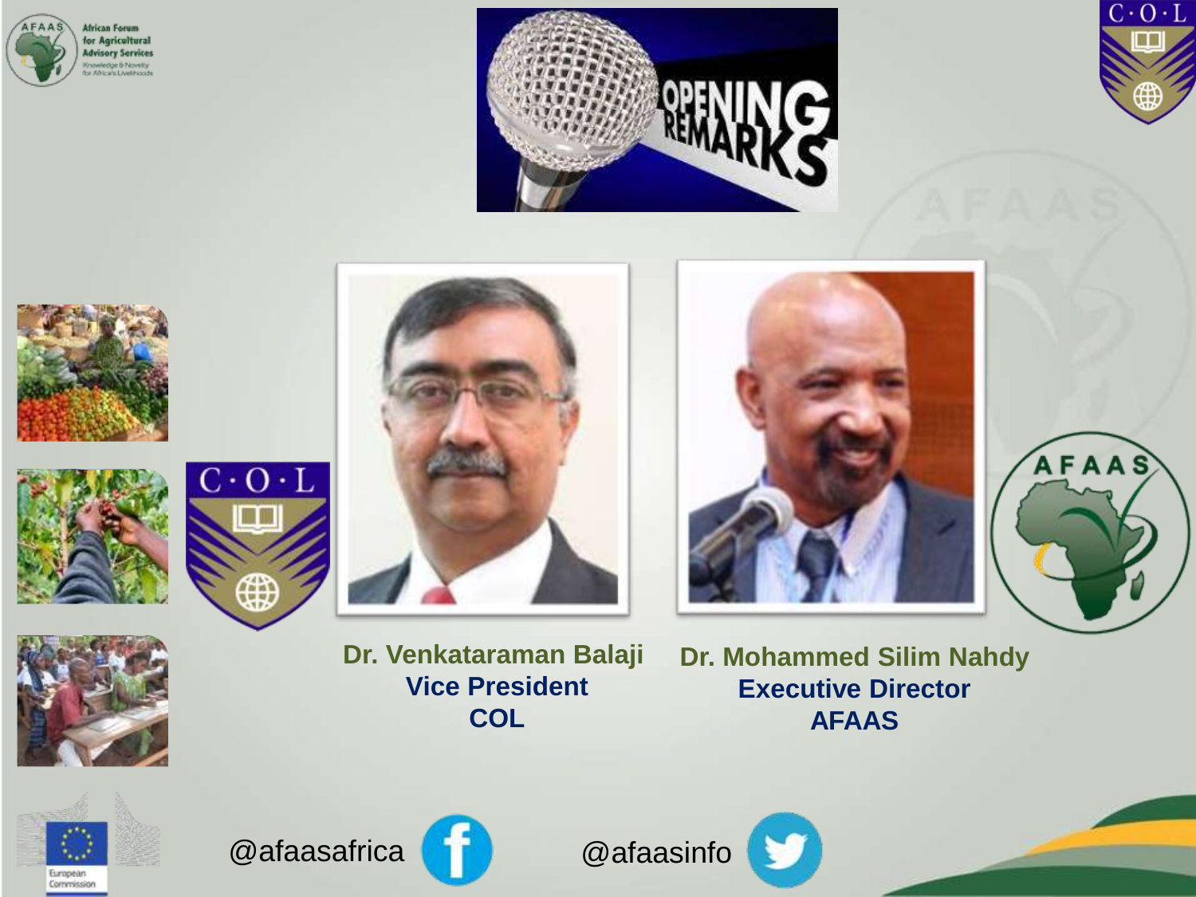Dr. Venkataraman Balaji
**Vice President**
**COL**

Dr. Mohammed Silim Nahdy
**Executive Director**
**AFAAS**

@afaasafrica

@afaasinfo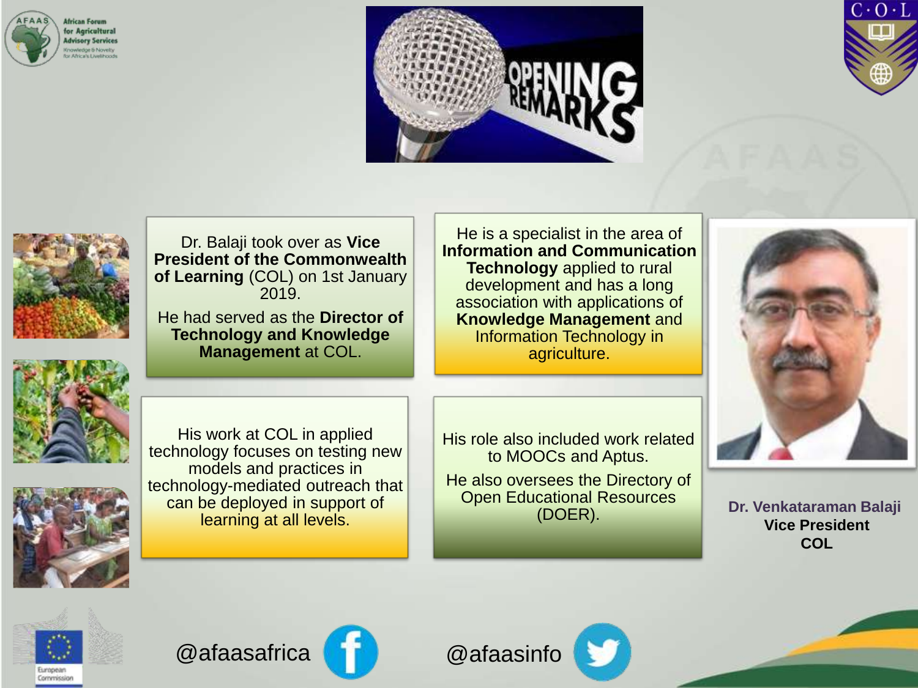# OPENING REMARKS

Dr. Balaji took over as **Vice President of the Commonwealth of Learning** (COL) on 1st January 2019.

He had served as the **Director of Technology and Knowledge Management** at COL.

He is a specialist in the area of **Information and Communication Technology** applied to rural development and has a long association with applications of **Knowledge Management** and Information Technology in agriculture.

His work at COL in applied technology focuses on testing new models and practices in technology-mediated outreach that can be deployed in support of learning at all levels.

His role also included work related to MOOCs and Aptus.

He also oversees the Directory of Open Educational Resources (DOER).

**Dr. Venkataraman Balaji**
**Vice President**
**COL**

@afaasafrica

@afaasinfo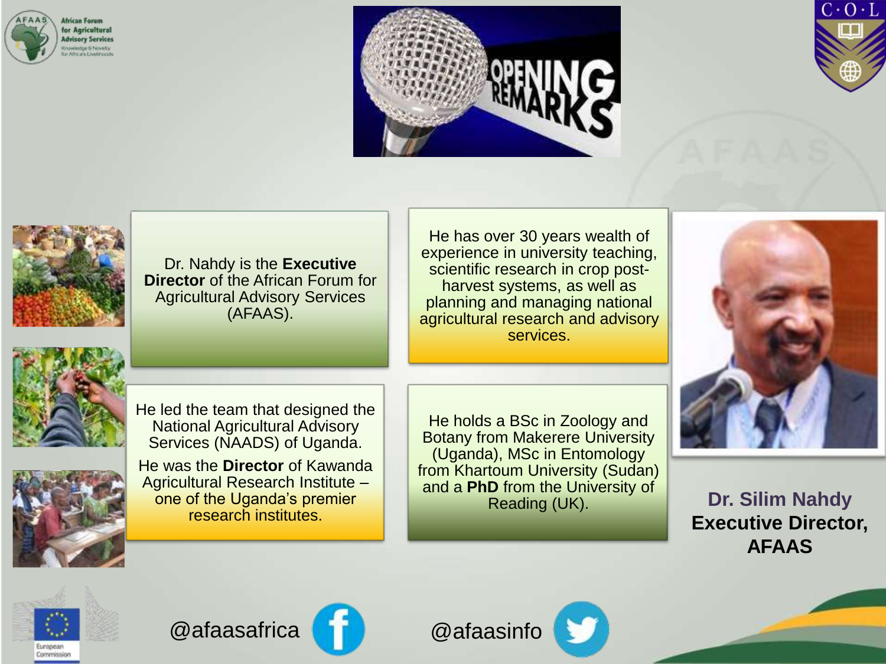# OPENING REMARKS

Dr. Nahdy is the **Executive Director** of the African Forum for Agricultural Advisory Services (AFAAS).

He has over 30 years wealth of experience in university teaching, scientific research in crop post-harvest systems, as well as planning and managing national agricultural research and advisory services.

He led the team that designed the National Agricultural Advisory Services (NAADS) of Uganda.

He was the **Director** of Kawanda Agricultural Research Institute – one of the Uganda's premier research institutes.

He holds a BSc in Zoology and Botany from Makerere University (Uganda), MSc in Entomology from Khartoum University (Sudan) and a **PhD** from the University of Reading (UK).

**Dr. Silim Nahdy**
**Executive Director, AFAAS**

@afaasafrica

@afaasinfo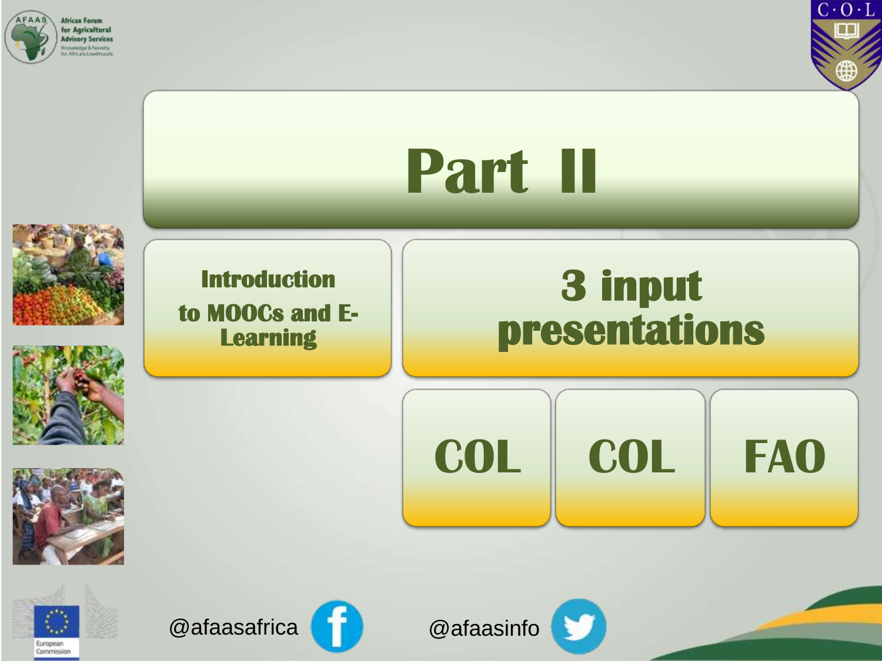# Part II

**Introduction to MOOCs and E-Learning**

## 3 input presentations

| COL | COL | FAO |
|---|---|---|

@afaasafrica

@afaasinfo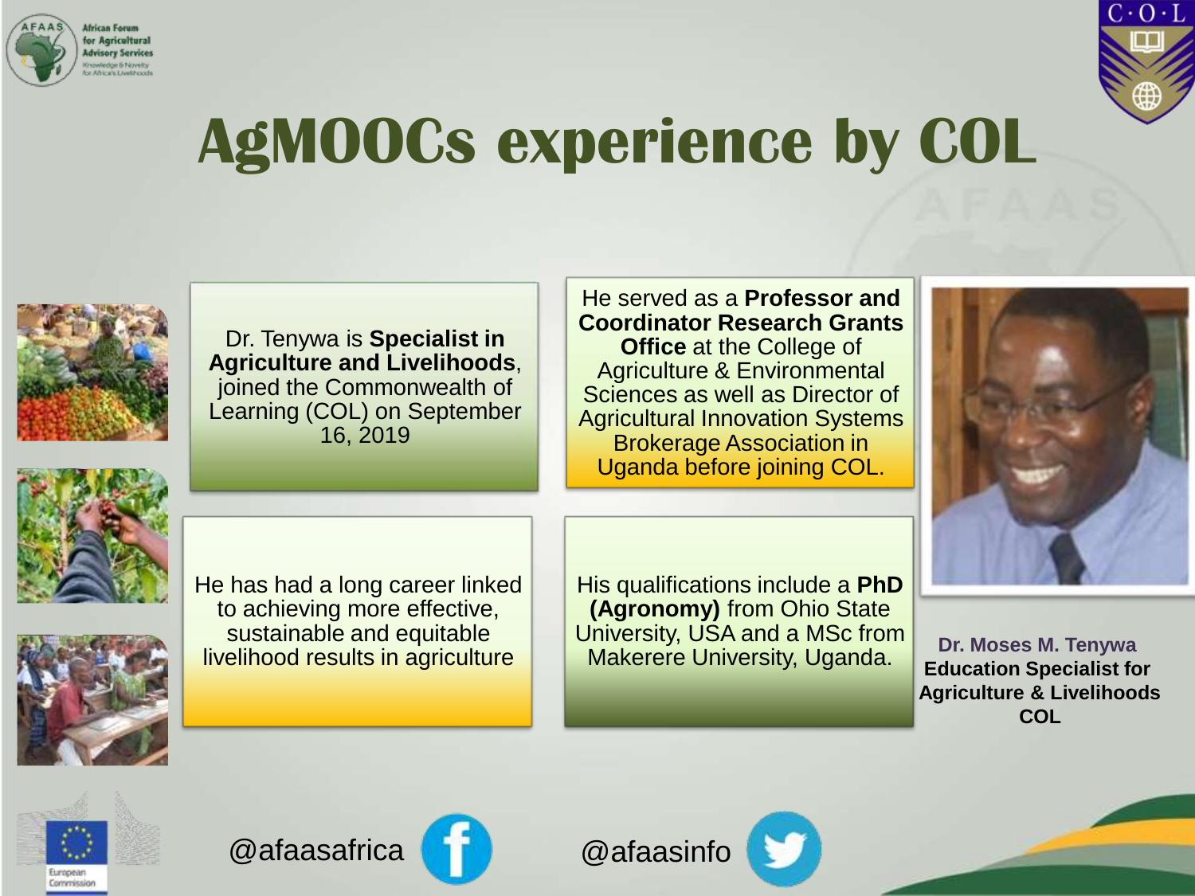# AgMOOCs experience by COL

Dr. Tenywa is **Specialist in Agriculture and Livelihoods**, joined the Commonwealth of Learning (COL) on September 16, 2019

He served as a **Professor and Coordinator Research Grants Office** at the College of Agriculture & Environmental Sciences as well as Director of Agricultural Innovation Systems Brokerage Association in Uganda before joining COL.

He has had a long career linked to achieving more effective, sustainable and equitable livelihood results in agriculture

His qualifications include a **PhD (Agronomy)** from Ohio State University, USA and a MSc from Makerere University, Uganda.

**Dr. Moses M. Tenywa**
**Education Specialist for Agriculture & Livelihoods**
**COL**

@afaasafrica

@afaasinfo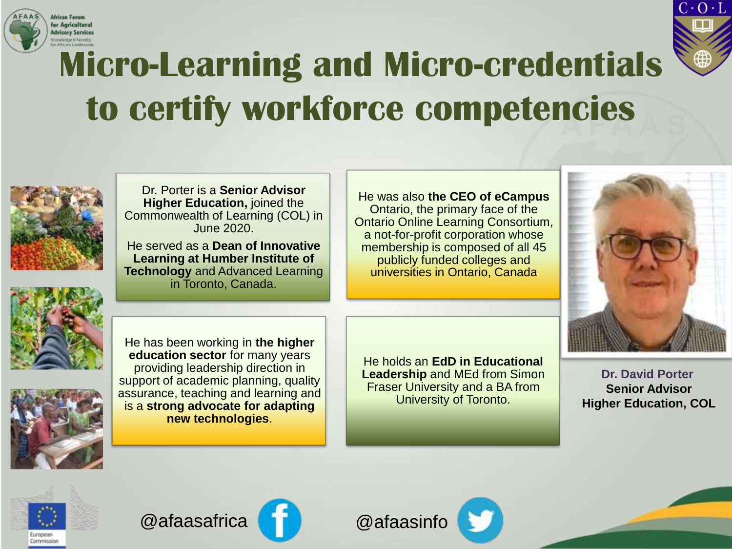# Micro-Learning and Micro-credentials to certify workforce competencies

Dr. Porter is a **Senior Advisor Higher Education,** joined the Commonwealth of Learning (COL) in June 2020.

He served as a **Dean of Innovative Learning at Humber Institute of Technology** and Advanced Learning in Toronto, Canada.

He was also **the CEO of eCampus** Ontario, the primary face of the Ontario Online Learning Consortium, a not-for-profit corporation whose membership is composed of all 45 publicly funded colleges and universities in Ontario, Canada

He has been working in **the higher education sector** for many years providing leadership direction in support of academic planning, quality assurance, teaching and learning and is a **strong advocate for adapting new technologies**.

He holds an **EdD in Educational Leadership** and MEd from Simon Fraser University and a BA from University of Toronto.

**Dr. David Porter**
**Senior Advisor**
**Higher Education, COL**

@afaasafrica

@afaasinfo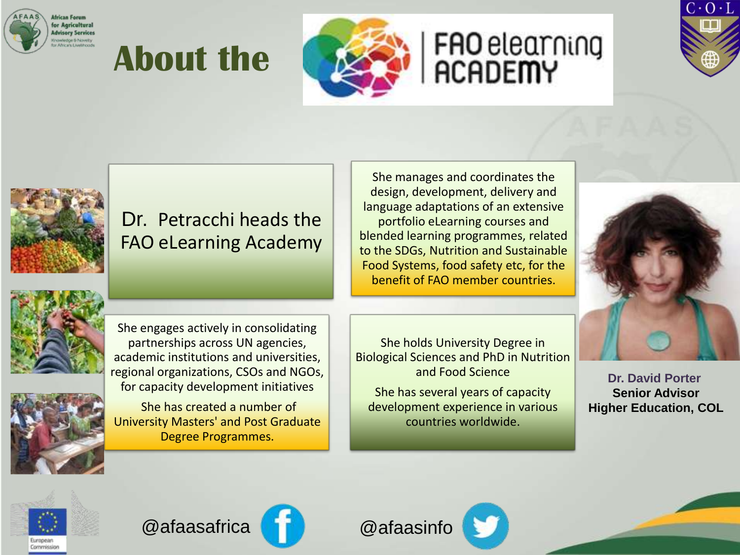# About the FAO elearning ACADEMY

Dr. Petracchi heads the FAO eLearning Academy

She manages and coordinates the design, development, delivery and language adaptations of an extensive portfolio eLearning courses and blended learning programmes, related to the SDGs, Nutrition and Sustainable Food Systems, food safety etc, for the benefit of FAO member countries.

She engages actively in consolidating partnerships across UN agencies, academic institutions and universities, regional organizations, CSOs and NGOs, for capacity development initiatives

She has created a number of University Masters' and Post Graduate Degree Programmes.

She holds University Degree in Biological Sciences and PhD in Nutrition and Food Science

She has several years of capacity development experience in various countries worldwide.

**Dr. David Porter**
**Senior Advisor**
**Higher Education, COL**

@afaasafrica

@afaasinfo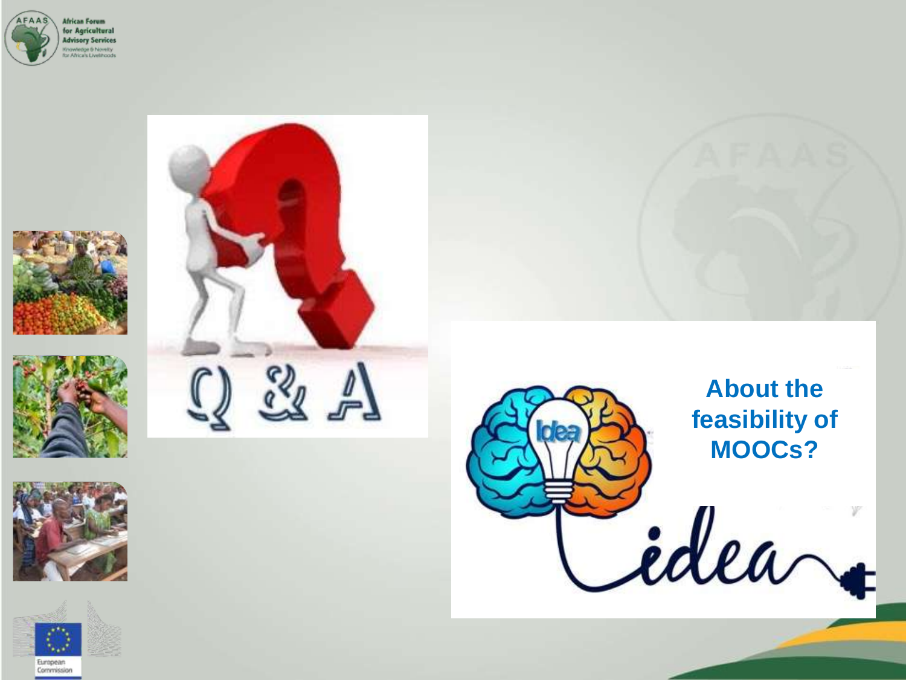Q & A

About the feasibility of MOOCs?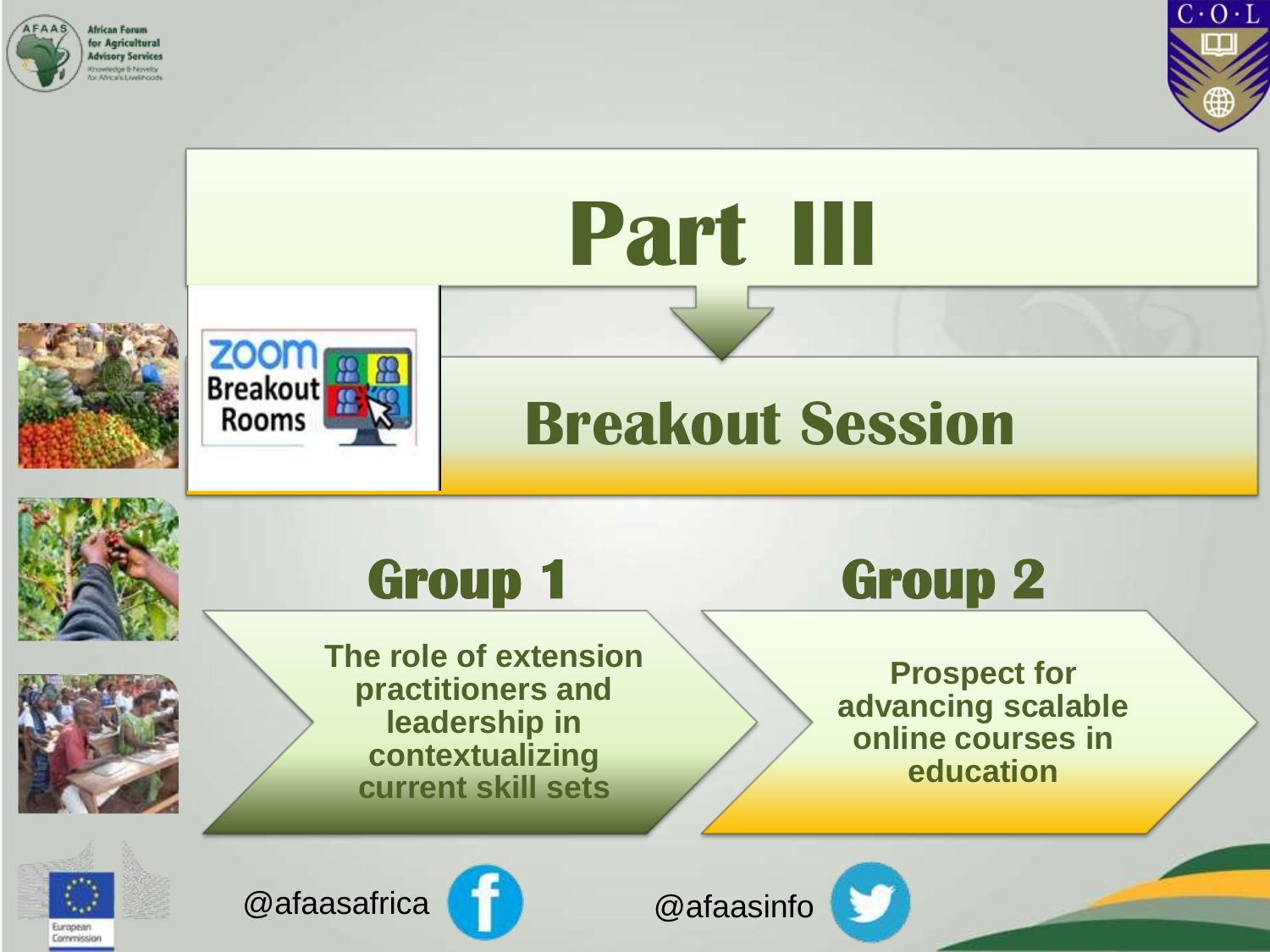# Part III

## Breakout Session

Zoom Breakout Rooms

### Group 1

The role of extension practitioners and leadership in contextualizing current skill sets

### Group 2

Prospect for advancing scalable online courses in education

@afaasafrica

@afaasinfo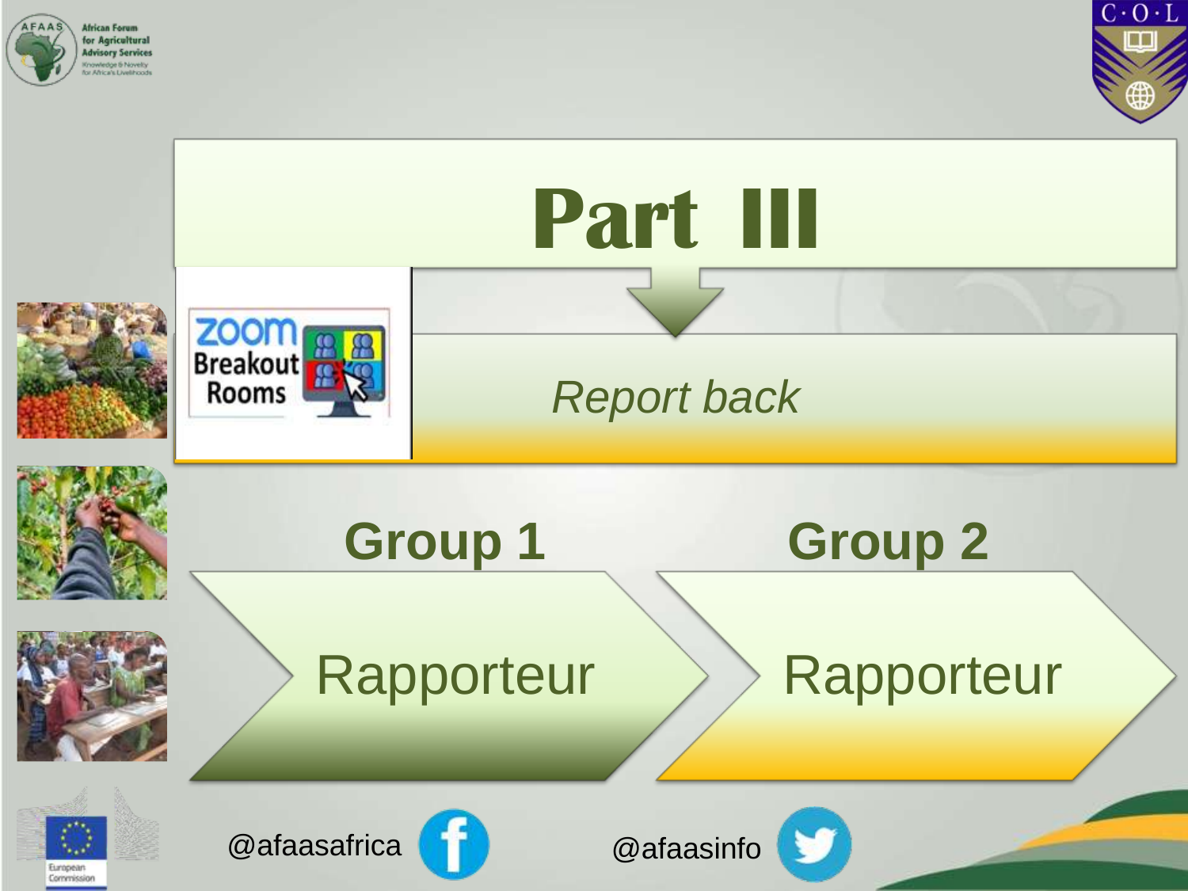# Part III

Zoom Breakout Rooms

*Report back*

## Group 1

Rapporteur

## Group 2

Rapporteur

@afaasafrica

@afaasinfo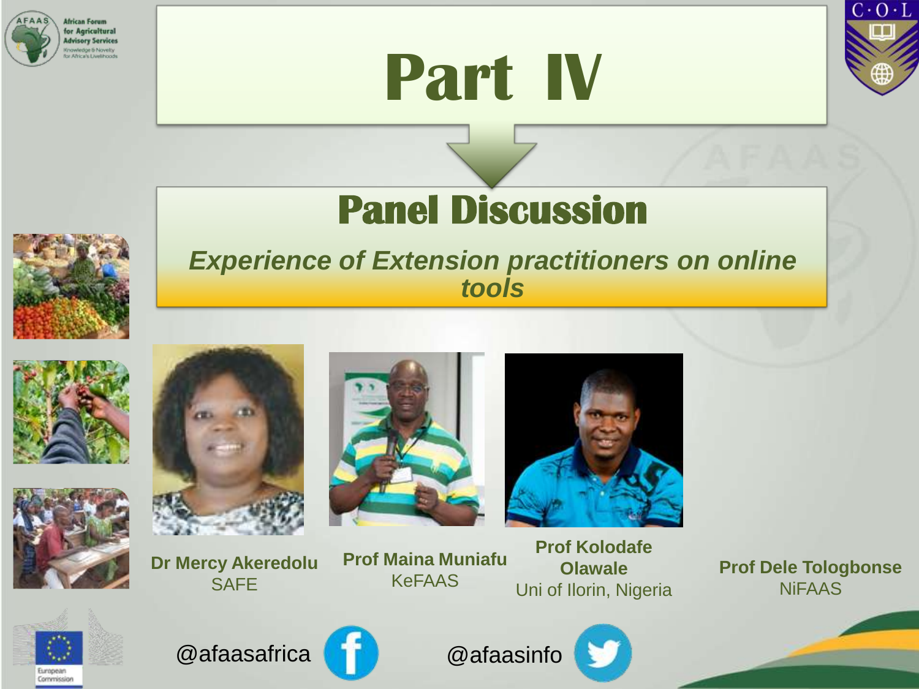# Part IV

## Panel Discussion

*Experience of Extension practitioners on online tools*

**Dr Mercy Akeredolu**
SAFE

**Prof Maina Muniafu**
KeFAAS

**Prof Kolodafe Olawale**
Uni of Ilorin, Nigeria

**Prof Dele Tologbonse**
NiFAAS

@afaasafrica

@afaasinfo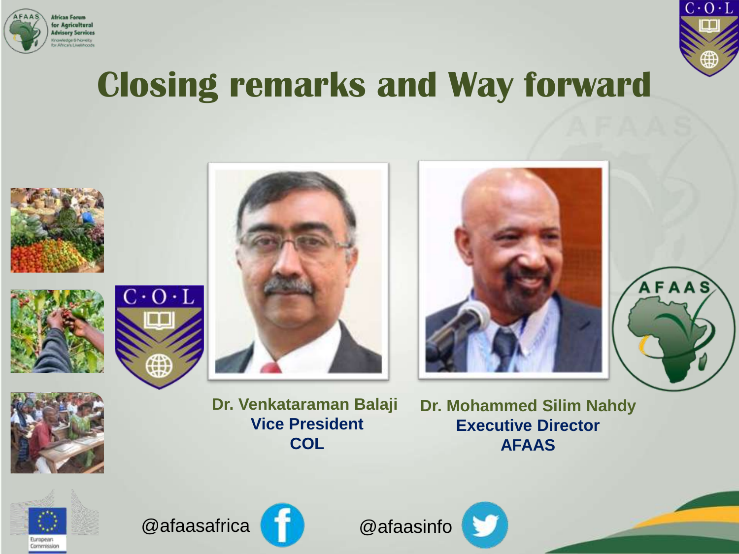# Closing remarks and Way forward

**Dr. Venkataraman Balaji**
**Vice President**
**COL**

**Dr. Mohammed Silim Nahdy**
**Executive Director**
**AFAAS**

@afaasafrica

@afaasinfo